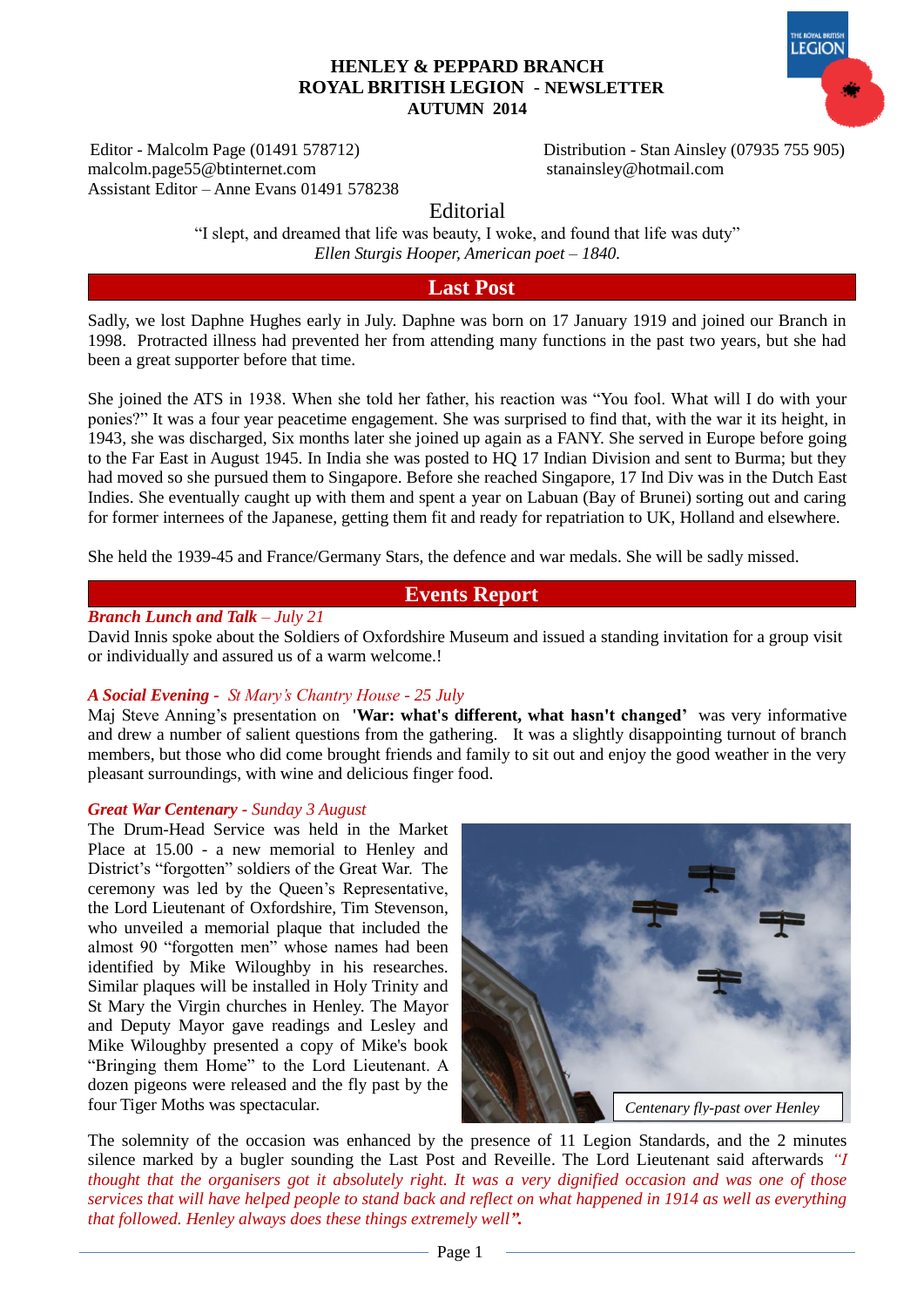# HENLEY & PEPPARD BRANCH
# ROYAL BRITISH LEGION - NEWSLETTER
# AUTUMN 2014

Editor - Malcolm Page (01491 578712)
malcolm.page55@btinternet.com
Assistant Editor – Anne Evans 01491 578238

Distribution - Stan Ainsley (07935 755 905)
stanainsley@hotmail.com

## Editorial

"I slept, and dreamed that life was beauty, I woke, and found that life was duty"
*Ellen Sturgis Hooper, American poet – 1840.*

## Last Post

Sadly, we lost Daphne Hughes early in July. Daphne was born on 17 January 1919 and joined our Branch in 1998. Protracted illness had prevented her from attending many functions in the past two years, but she had been a great supporter before that time.

She joined the ATS in 1938. When she told her father, his reaction was "You fool. What will I do with your ponies?" It was a four year peacetime engagement. She was surprised to find that, with the war it its height, in 1943, she was discharged, Six months later she joined up again as a FANY. She served in Europe before going to the Far East in August 1945. In India she was posted to HQ 17 Indian Division and sent to Burma; but they had moved so she pursued them to Singapore. Before she reached Singapore, 17 Ind Div was in the Dutch East Indies. She eventually caught up with them and spent a year on Labuan (Bay of Brunei) sorting out and caring for former internees of the Japanese, getting them fit and ready for repatriation to UK, Holland and elsewhere.

She held the 1939-45 and France/Germany Stars, the defence and war medals. She will be sadly missed.

## Events Report

***Branch Lunch and Talk** – July 21*

David Innis spoke about the Soldiers of Oxfordshire Museum and issued a standing invitation for a group visit or individually and assured us of a warm welcome.!

***A Social Evening** - St Mary's Chantry House - 25 July*

Maj Steve Anning's presentation on **'War: what's different, what hasn't changed'** was very informative and drew a number of salient questions from the gathering. It was a slightly disappointing turnout of branch members, but those who did come brought friends and family to sit out and enjoy the good weather in the very pleasant surroundings, with wine and delicious finger food.

***Great War Centenary** - Sunday 3 August*

The Drum-Head Service was held in the Market Place at 15.00 - a new memorial to Henley and District's "forgotten" soldiers of the Great War. The ceremony was led by the Queen's Representative, the Lord Lieutenant of Oxfordshire, Tim Stevenson, who unveiled a memorial plaque that included the almost 90 "forgotten men" whose names had been identified by Mike Wiloughby in his researches. Similar plaques will be installed in Holy Trinity and St Mary the Virgin churches in Henley. The Mayor and Deputy Mayor gave readings and Lesley and Mike Wiloughby presented a copy of Mike's book "Bringing them Home" to the Lord Lieutenant. A dozen pigeons were released and the fly past by the four Tiger Moths was spectacular.

*Centenary fly-past over Henley*

The solemnity of the occasion was enhanced by the presence of 11 Legion Standards, and the 2 minutes silence marked by a bugler sounding the Last Post and Reveille. The Lord Lieutenant said afterwards *"I thought that the organisers got it absolutely right. It was a very dignified occasion and was one of those services that will have helped people to stand back and reflect on what happened in 1914 as well as everything that followed. Henley always does these things extremely well".*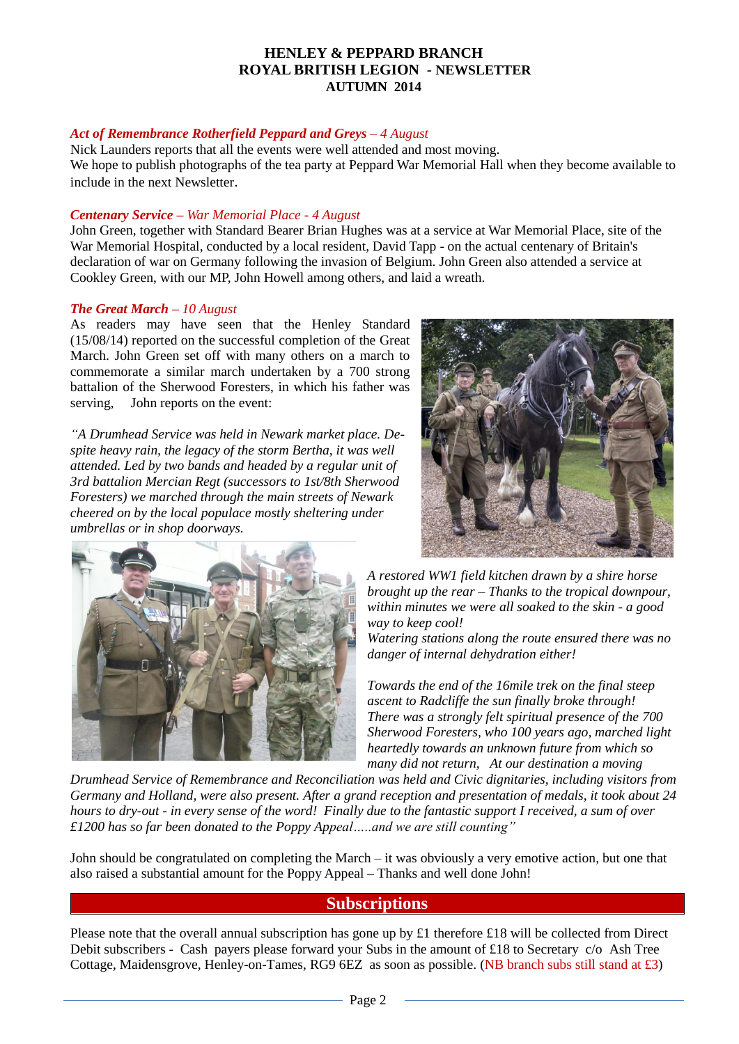**HENLEY & PEPPARD BRANCH**
**ROYAL BRITISH LEGION - NEWSLETTER**
**AUTUMN 2014**

***Act of Remembrance Rotherfield Peppard and Greys** – 4 August*

Nick Launders reports that all the events were well attended and most moving.
We hope to publish photographs of the tea party at Peppard War Memorial Hall when they become available to include in the next Newsletter.

***Centenary Service** – War Memorial Place - 4 August*

John Green, together with Standard Bearer Brian Hughes was at a service at War Memorial Place, site of the War Memorial Hospital, conducted by a local resident, David Tapp - on the actual centenary of Britain's declaration of war on Germany following the invasion of Belgium. John Green also attended a service at Cookley Green, with our MP, John Howell among others, and laid a wreath.

***The Great March** – 10 August*

As readers may have seen that the Henley Standard (15/08/14) reported on the successful completion of the Great March. John Green set off with many others on a march to commemorate a similar march undertaken by a 700 strong battalion of the Sherwood Foresters, in which his father was serving, John reports on the event:

*"A Drumhead Service was held in Newark market place. Despite heavy rain, the legacy of the storm Bertha, it was well attended. Led by two bands and headed by a regular unit of 3rd battalion Mercian Regt (successors to 1st/8th Sherwood Foresters) we marched through the main streets of Newark cheered on by the local populace mostly sheltering under umbrellas or in shop doorways.*

*A restored WW1 field kitchen drawn by a shire horse brought up the rear – Thanks to the tropical downpour, within minutes we were all soaked to the skin - a good way to keep cool!*
*Watering stations along the route ensured there was no danger of internal dehydration either!*

*Towards the end of the 16mile trek on the final steep ascent to Radcliffe the sun finally broke through! There was a strongly felt spiritual presence of the 700 Sherwood Foresters, who 100 years ago, marched light heartedly towards an unknown future from which so many did not return, At our destination a moving Drumhead Service of Remembrance and Reconciliation was held and Civic dignitaries, including visitors from Germany and Holland, were also present. After a grand reception and presentation of medals, it took about 24 hours to dry-out - in every sense of the word! Finally due to the fantastic support I received, a sum of over £1200 has so far been donated to the Poppy Appeal.....and we are still counting"*

John should be congratulated on completing the March – it was obviously a very emotive action, but one that also raised a substantial amount for the Poppy Appeal – Thanks and well done John!

## Subscriptions

Please note that the overall annual subscription has gone up by £1 therefore £18 will be collected from Direct Debit subscribers - Cash payers please forward your Subs in the amount of £18 to Secretary c/o Ash Tree Cottage, Maidensgrove, Henley-on-Tames, RG9 6EZ as soon as possible. (NB branch subs still stand at £3)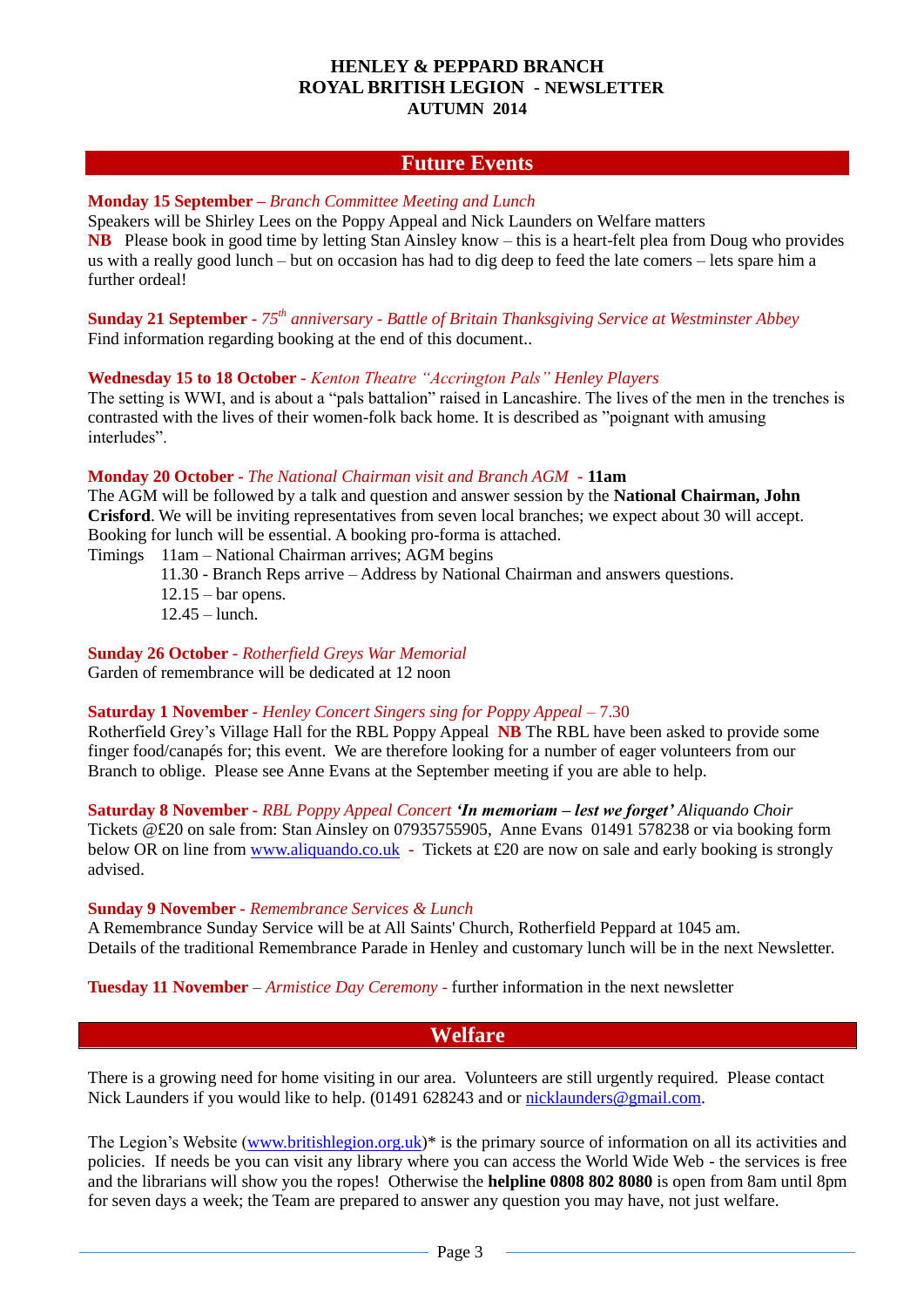**HENLEY & PEPPARD BRANCH**
**ROYAL BRITISH LEGION - NEWSLETTER**
**AUTUMN 2014**

## Future Events

**Monday 15 September** – *Branch Committee Meeting and Lunch*
Speakers will be Shirley Lees on the Poppy Appeal and Nick Launders on Welfare matters
**NB** Please book in good time by letting Stan Ainsley know – this is a heart-felt plea from Doug who provides us with a really good lunch – but on occasion has had to dig deep to feed the late comers – lets spare him a further ordeal!

**Sunday 21 September** - *75th anniversary - Battle of Britain Thanksgiving Service at Westminster Abbey*
Find information regarding booking at the end of this document..

**Wednesday 15 to 18 October** - *Kenton Theatre "Accrington Pals" Henley Players*
The setting is WWI, and is about a "pals battalion" raised in Lancashire. The lives of the men in the trenches is contrasted with the lives of their women-folk back home. It is described as "poignant with amusing interludes".

**Monday 20 October** - *The National Chairman visit and Branch AGM* - **11am**
The AGM will be followed by a talk and question and answer session by the **National Chairman, John Crisford**. We will be inviting representatives from seven local branches; we expect about 30 will accept. Booking for lunch will be essential. A booking pro-forma is attached.

Timings
- 11am – National Chairman arrives; AGM begins
- 11.30 - Branch Reps arrive – Address by National Chairman and answers questions.
- 12.15 – bar opens.
- 12.45 – lunch.

**Sunday 26 October** - *Rotherfield Greys War Memorial*
Garden of remembrance will be dedicated at 12 noon

**Saturday 1 November** - *Henley Concert Singers sing for Poppy Appeal* – 7.30
Rotherfield Grey's Village Hall for the RBL Poppy Appeal **NB** The RBL have been asked to provide some finger food/canapés for; this event. We are therefore looking for a number of eager volunteers from our Branch to oblige. Please see Anne Evans at the September meeting if you are able to help.

**Saturday 8 November** - *RBL Poppy Appeal Concert* ***'In memoriam – lest we forget'*** *Aliquando Choir*
Tickets @£20 on sale from: Stan Ainsley on 07935755905, Anne Evans 01491 578238 or via booking form below OR on line from www.aliquando.co.uk - Tickets at £20 are now on sale and early booking is strongly advised.

**Sunday 9 November** - *Remembrance Services & Lunch*
A Remembrance Sunday Service will be at All Saints' Church, Rotherfield Peppard at 1045 am.
Details of the traditional Remembrance Parade in Henley and customary lunch will be in the next Newsletter.

**Tuesday 11 November** – *Armistice Day Ceremony* - further information in the next newsletter

## Welfare

There is a growing need for home visiting in our area. Volunteers are still urgently required. Please contact Nick Launders if you would like to help. (01491 628243 and or nicklaunders@gmail.com.

The Legion's Website (www.britishlegion.org.uk)* is the primary source of information on all its activities and policies. If needs be you can visit any library where you can access the World Wide Web - the services is free and the librarians will show you the ropes! Otherwise the **helpline 0808 802 8080** is open from 8am until 8pm for seven days a week; the Team are prepared to answer any question you may have, not just welfare.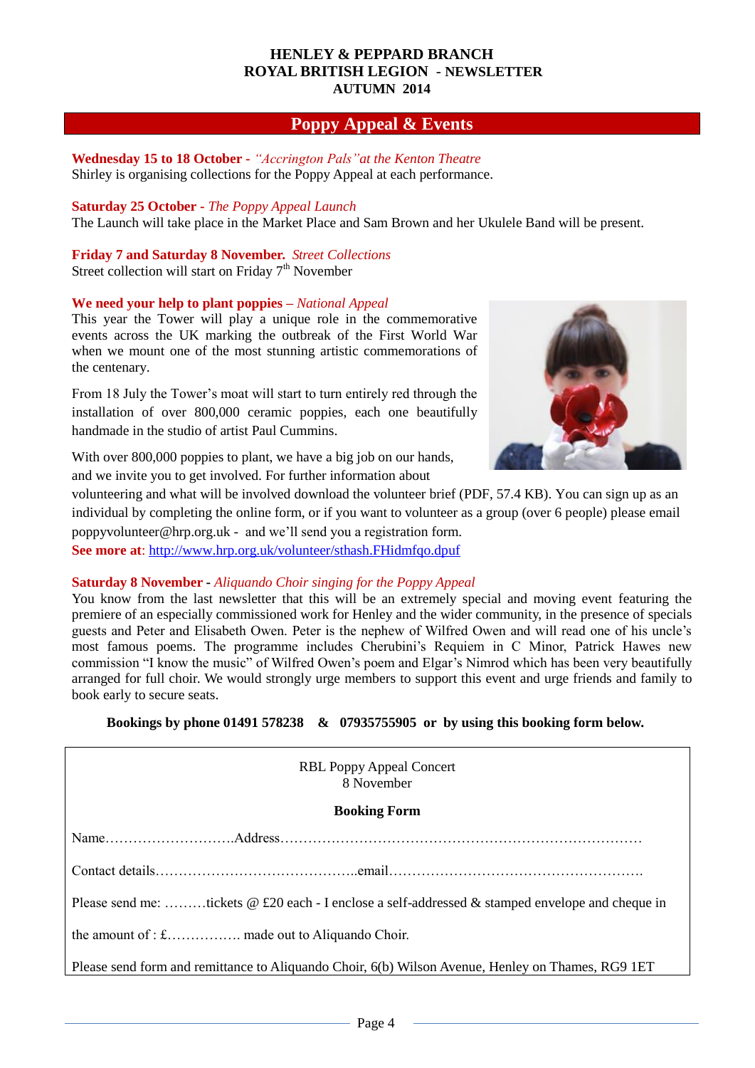**HENLEY & PEPPARD BRANCH**
**ROYAL BRITISH LEGION - NEWSLETTER**
**AUTUMN 2014**

## Poppy Appeal & Events

**Wednesday 15 to 18 October -** *"Accrington Pals" at the Kenton Theatre*
Shirley is organising collections for the Poppy Appeal at each performance.

**Saturday 25 October** - *The Poppy Appeal Launch*
The Launch will take place in the Market Place and Sam Brown and her Ukulele Band will be present.

**Friday 7 and Saturday 8 November.** *Street Collections*
Street collection will start on Friday 7th November

**We need your help to plant poppies** – *National Appeal*
This year the Tower will play a unique role in the commemorative events across the UK marking the outbreak of the First World War when we mount one of the most stunning artistic commemorations of the centenary.

From 18 July the Tower's moat will start to turn entirely red through the installation of over 800,000 ceramic poppies, each one beautifully handmade in the studio of artist Paul Cummins.

With over 800,000 poppies to plant, we have a big job on our hands, and we invite you to get involved. For further information about volunteering and what will be involved download the volunteer brief (PDF, 57.4 KB). You can sign up as an individual by completing the online form, or if you want to volunteer as a group (over 6 people) please email poppyvolunteer@hrp.org.uk - and we'll send you a registration form.
**See more at**: http://www.hrp.org.uk/volunteer/sthash.FHidmfqo.dpuf

**Saturday 8 November -** *Aliquando Choir singing for the Poppy Appeal*
You know from the last newsletter that this will be an extremely special and moving event featuring the premiere of an especially commissioned work for Henley and the wider community, in the presence of specials guests and Peter and Elisabeth Owen. Peter is the nephew of Wilfred Owen and will read one of his uncle's most famous poems. The programme includes Cherubini's Requiem in C Minor, Patrick Hawes new commission "I know the music" of Wilfred Owen's poem and Elgar's Nimrod which has been very beautifully arranged for full choir. We would strongly urge members to support this event and urge friends and family to book early to secure seats.

**Bookings by phone 01491 578238 & 07935755905 or by using this booking form below.**

---

RBL Poppy Appeal Concert
8 November

**Booking Form**

Name……………………….Address……………………………………………………………………

Contact details……………………………………..email………………………………………………

Please send me: ………tickets @ £20 each - I enclose a self-addressed & stamped envelope and cheque in

the amount of : £……………. made out to Aliquando Choir.

Please send form and remittance to Aliquando Choir, 6(b) Wilson Avenue, Henley on Thames, RG9 1ET

---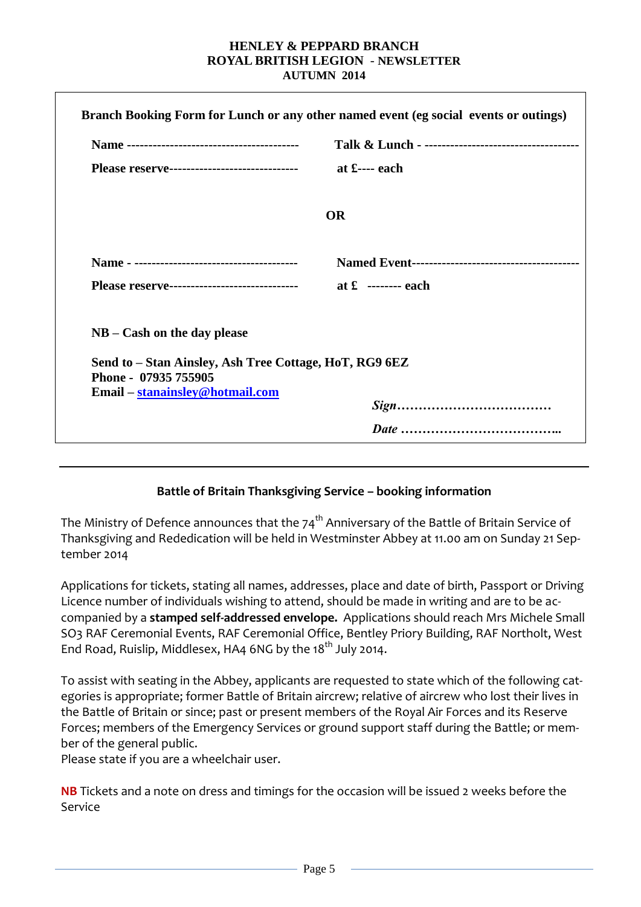**HENLEY & PEPPARD BRANCH**
**ROYAL BRITISH LEGION - NEWSLETTER**
**AUTUMN 2014**

**Branch Booking Form for Lunch or any other named event (eg social events or outings)**

**Name ---------------------------------------** **Talk & Lunch - -----------------------------------**

**Please reserve-----------------------------** **at £---- each**

**OR**

**Name - -------------------------------------** **Named Event--------------------------------------**

**Please reserve-----------------------------** **at £ -------- each**

**NB – Cash on the day please**

**Send to – Stan Ainsley, Ash Tree Cottage, HoT, RG9 6EZ**
**Phone - 07935 755905**
**Email – stanainsley@hotmail.com**

***Sign………………………………***

***Date ………………………………..***

---

**Battle of Britain Thanksgiving Service – booking information**

The Ministry of Defence announces that the 74th Anniversary of the Battle of Britain Service of Thanksgiving and Rededication will be held in Westminster Abbey at 11.00 am on Sunday 21 September 2014

Applications for tickets, stating all names, addresses, place and date of birth, Passport or Driving Licence number of individuals wishing to attend, should be made in writing and are to be accompanied by a **stamped self-addressed envelope.** Applications should reach Mrs Michele Small SO3 RAF Ceremonial Events, RAF Ceremonial Office, Bentley Priory Building, RAF Northolt, West End Road, Ruislip, Middlesex, HA4 6NG by the 18th July 2014.

To assist with seating in the Abbey, applicants are requested to state which of the following categories is appropriate; former Battle of Britain aircrew; relative of aircrew who lost their lives in the Battle of Britain or since; past or present members of the Royal Air Forces and its Reserve Forces; members of the Emergency Services or ground support staff during the Battle; or member of the general public.
Please state if you are a wheelchair user.

**NB** Tickets and a note on dress and timings for the occasion will be issued 2 weeks before the Service